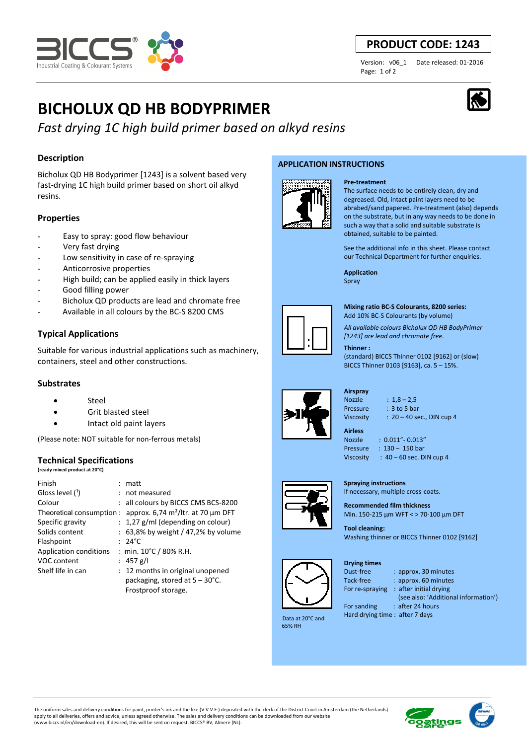**PRODUCT CODE: 1243**

Version: v06_1 Date released: 01-2016

# BICHOLUX QD HB BODYPRIMER

*Fast drying 1C high build primer based on alkyd resins*

## Description

Bicholux QD HB Bodyprimer [1243] is a solvent based very fast-drying 1C high build primer based on short oil alkyd resins.

## Properties

- Easy to spray: good flow behaviour
- Very fast drying
- Low sensitivity in case of re-spraying
- Anticorrosive properties
- High build; can be applied easily in thick layers
- Good filling power
- Bicholux QD products are lead and chromate free
- Available in all colours by the BC-S 8200 CMS

## Typical Applications

Suitable for various industrial applications such as machinery, containers, steel and other constructions.

## Substrates

- Steel
- Grit blasted steel
- Intact old paint layers

(Please note: NOT suitable for non-ferrous metals)

## Technical Specifications

**(ready mixed product at 20°C)**

| | |
|---|---|
| Finish | : matt |
| Gloss level (1) | : not measured |
| Colour | : all colours by BICCS CMS BCS-8200 |
| Theoretical consumption | : approx. 6,74 m²/ltr. at 70 µm DFT |
| Specific gravity | : 1,27 g/ml (depending on colour) |
| Solids content | : 63,8% by weight / 47,2% by volume |
| Flashpoint | : 24°C |
| Application conditions | : min. 10°C / 80% R.H. |
| VOC content | : 457 g/l |
| Shelf life in can | : 12 months in original unopened packaging, stored at 5 – 30°C. Frostproof storage. |

## APPLICATION INSTRUCTIONS

**Pre-treatment**
The surface needs to be entirely clean, dry and degreased. Old, intact paint layers need to be abraded/sand papered. Pre-treatment (also) depends on the substrate, but in any way needs to be done in such a way that a solid and suitable substrate is obtained, suitable to be painted.

See the additional info in this sheet. Please contact our Technical Department for further enquiries.

**Application**
Spray

**Mixing ratio BC-S Colourants, 8200 series:**
Add 10% BC-S Colourants (by volume)

*All available colours Bicholux QD HB BodyPrimer [1243] are lead and chromate free.*

**Thinner :**
(standard) BICCS Thinner 0102 [9162] or (slow) BICCS Thinner 0103 [9163], ca. 5 – 15%.

**Airspray**

| | |
|---|---|
| Nozzle | : 1,8 – 2,5 |
| Pressure | : 3 to 5 bar |
| Viscosity | : 20 – 40 sec., DIN cup 4 |

**Airless**

| | |
|---|---|
| Nozzle | : 0.011"- 0.013" |
| Pressure | : 130 – 150 bar |
| Viscosity | : 40 – 60 sec. DIN cup 4 |

**Spraying instructions**
If necessary, multiple cross-coats.

**Recommended film thickness**
Min. 150-215 µm WFT < > 70-100 µm DFT

**Tool cleaning:**
Washing thinner or BICCS Thinner 0102 [9162]

**Drying times**

| | |
|---|---|
| Dust-free | : approx. 30 minutes |
| Tack-free | : approx. 60 minutes |
| For re-spraying | : after initial drying (see also: 'Additional information') |
| For sanding | : after 24 hours |
| Hard drying time | : after 7 days |

Data at 20°C and 65% RH

The uniform sales and delivery conditions for paint, printer's ink and the like (V.V.V.F.) deposited with the clerk of the District Court in Amsterdam (the Netherlands) apply to all deliveries, offers and advice, unless agreed otherwise. The sales and delivery conditions can be downloaded from our website (www.biccs.nl/en/download-en). If desired, this will be sent on request. BICCS® BV, Almere (NL).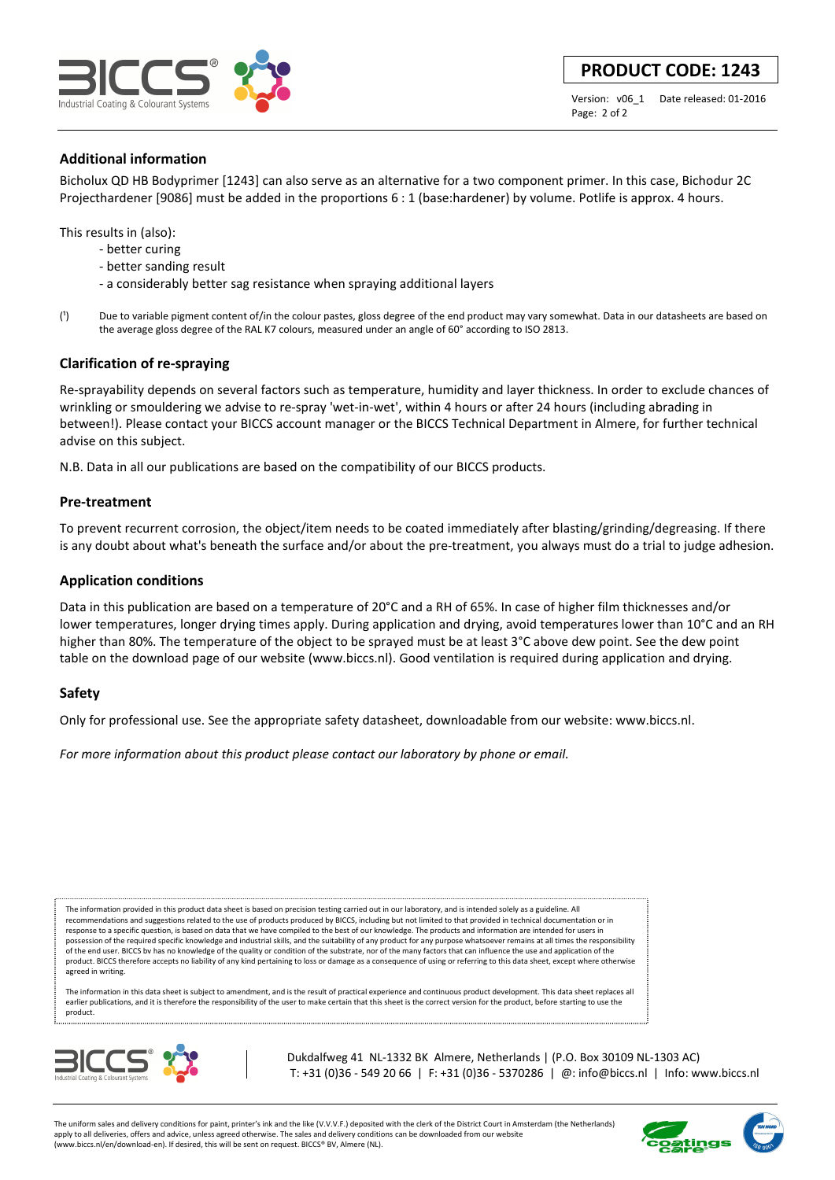## Additional information

Bicholux QD HB Bodyprimer [1243] can also serve as an alternative for a two component primer. In this case, Bichodur 2C Projecthardener [9086] must be added in the proportions 6 : 1 (base:hardener) by volume. Potlife is approx. 4 hours.

This results in (also):

- better curing
- better sanding result
- a considerably better sag resistance when spraying additional layers

([1]) Due to variable pigment content of/in the colour pastes, gloss degree of the end product may vary somewhat. Data in our datasheets are based on the average gloss degree of the RAL K7 colours, measured under an angle of 60° according to ISO 2813.

## Clarification of re-spraying

Re-sprayability depends on several factors such as temperature, humidity and layer thickness. In order to exclude chances of wrinkling or smouldering we advise to re-spray 'wet-in-wet', within 4 hours or after 24 hours (including abrading in between!). Please contact your BICCS account manager or the BICCS Technical Department in Almere, for further technical advise on this subject.

N.B. Data in all our publications are based on the compatibility of our BICCS products.

## Pre-treatment

To prevent recurrent corrosion, the object/item needs to be coated immediately after blasting/grinding/degreasing. If there is any doubt about what's beneath the surface and/or about the pre-treatment, you always must do a trial to judge adhesion.

## Application conditions

Data in this publication are based on a temperature of 20°C and a RH of 65%. In case of higher film thicknesses and/or lower temperatures, longer drying times apply. During application and drying, avoid temperatures lower than 10°C and an RH higher than 80%. The temperature of the object to be sprayed must be at least 3°C above dew point. See the dew point table on the download page of our website (www.biccs.nl). Good ventilation is required during application and drying.

## Safety

Only for professional use. See the appropriate safety datasheet, downloadable from our website: www.biccs.nl.

*For more information about this product please contact our laboratory by phone or email.*

The information provided in this product data sheet is based on precision testing carried out in our laboratory, and is intended solely as a guideline. All recommendations and suggestions related to the use of products produced by BICCS, including but not limited to that provided in technical documentation or in response to a specific question, is based on data that we have compiled to the best of our knowledge. The products and information are intended for users in possession of the required specific knowledge and industrial skills, and the suitability of any product for any purpose whatsoever remains at all times the responsibility of the end user. BICCS bv has no knowledge of the quality or condition of the substrate, nor of the many factors that can influence the use and application of the product. BICCS therefore accepts no liability of any kind pertaining to loss or damage as a consequence of using or referring to this data sheet, except where otherwise agreed in writing.

The information in this data sheet is subject to amendment, and is the result of practical experience and continuous product development. This data sheet replaces all earlier publications, and it is therefore the responsibility of the user to make certain that this sheet is the correct version for the product, before starting to use the product.

Dukdalfweg 41 NL-1332 BK Almere, Netherlands | (P.O. Box 30109 NL-1303 AC)
T: +31 (0)36 - 549 20 66 | F: +31 (0)36 - 5370286 | @: info@biccs.nl | Info: www.biccs.nl

The uniform sales and delivery conditions for paint, printer's ink and the like (V.V.V.F.) deposited with the clerk of the District Court in Amsterdam (the Netherlands) apply to all deliveries, offers and advice, unless agreed otherwise. The sales and delivery conditions can be downloaded from our website (www.biccs.nl/en/download-en). If desired, this will be sent on request. BICCS® BV, Almere (NL).